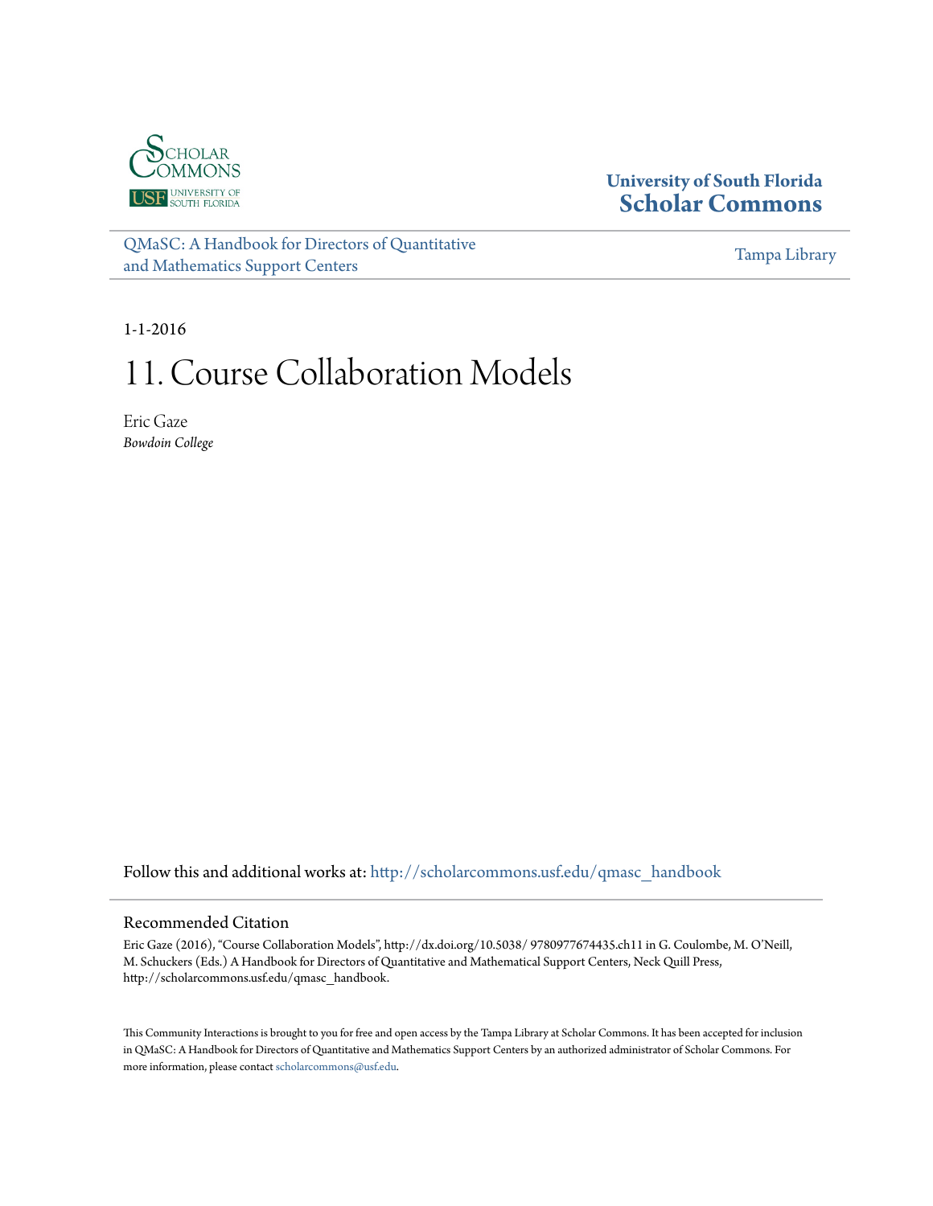University of South Florida
**Scholar Commons**

QMaSC: A Handbook for Directors of Quantitative and Mathematics Support Centers

Tampa Library

1-1-2016

# 11. Course Collaboration Models

Eric Gaze
*Bowdoin College*

Follow this and additional works at: http://scholarcommons.usf.edu/qmasc_handbook

## Recommended Citation

Eric Gaze (2016), "Course Collaboration Models", http://dx.doi.org/10.5038/ 9780977674435.ch11 in G. Coulombe, M. O'Neill, M. Schuckers (Eds.) A Handbook for Directors of Quantitative and Mathematical Support Centers, Neck Quill Press, http://scholarcommons.usf.edu/qmasc_handbook.

This Community Interactions is brought to you for free and open access by the Tampa Library at Scholar Commons. It has been accepted for inclusion in QMaSC: A Handbook for Directors of Quantitative and Mathematics Support Centers by an authorized administrator of Scholar Commons. For more information, please contact scholarcommons@usf.edu.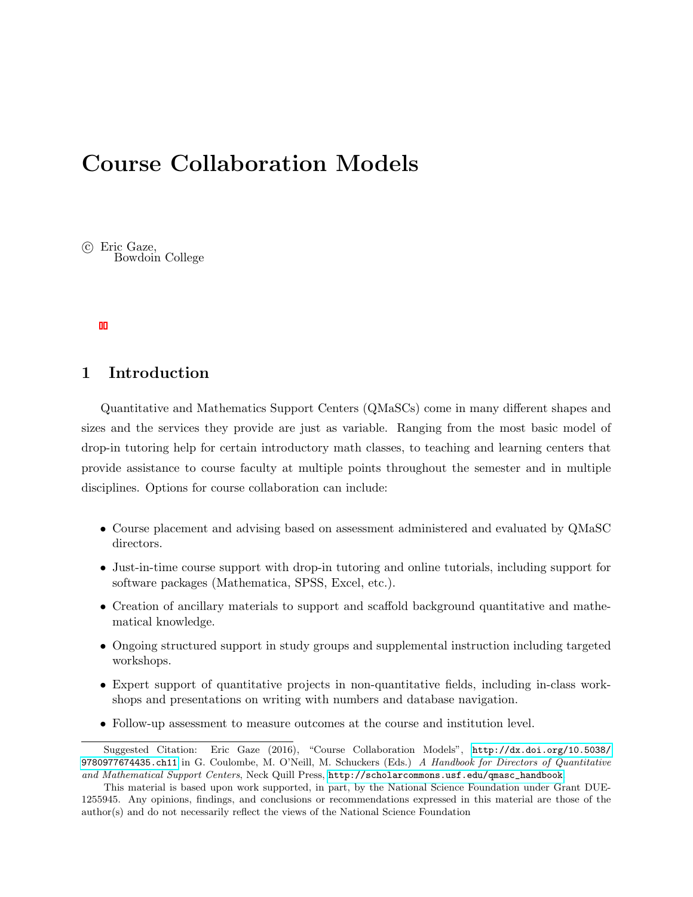// Course Collaboration Models

© Eric Gaze,
Bowdoin College

## 1 Introduction

Quantitative and Mathematics Support Centers (QMaSCs) come in many different shapes and sizes and the services they provide are just as variable. Ranging from the most basic model of drop-in tutoring help for certain introductory math classes, to teaching and learning centers that provide assistance to course faculty at multiple points throughout the semester and in multiple disciplines. Options for course collaboration can include:

- Course placement and advising based on assessment administered and evaluated by QMaSC directors.
- Just-in-time course support with drop-in tutoring and online tutorials, including support for software packages (Mathematica, SPSS, Excel, etc.).
- Creation of ancillary materials to support and scaffold background quantitative and mathematical knowledge.
- Ongoing structured support in study groups and supplemental instruction including targeted workshops.
- Expert support of quantitative projects in non-quantitative fields, including in-class workshops and presentations on writing with numbers and database navigation.
- Follow-up assessment to measure outcomes at the course and institution level.

---

Suggested Citation: Eric Gaze (2016), "Course Collaboration Models", http://dx.doi.org/10.5038/9780977674435.ch11 in G. Coulombe, M. O'Neill, M. Schuckers (Eds.) *A Handbook for Directors of Quantitative and Mathematical Support Centers*, Neck Quill Press, http://scholarcommons.usf.edu/qmasc_handbook

This material is based upon work supported, in part, by the National Science Foundation under Grant DUE-1255945. Any opinions, findings, and conclusions or recommendations expressed in this material are those of the author(s) and do not necessarily reflect the views of the National Science Foundation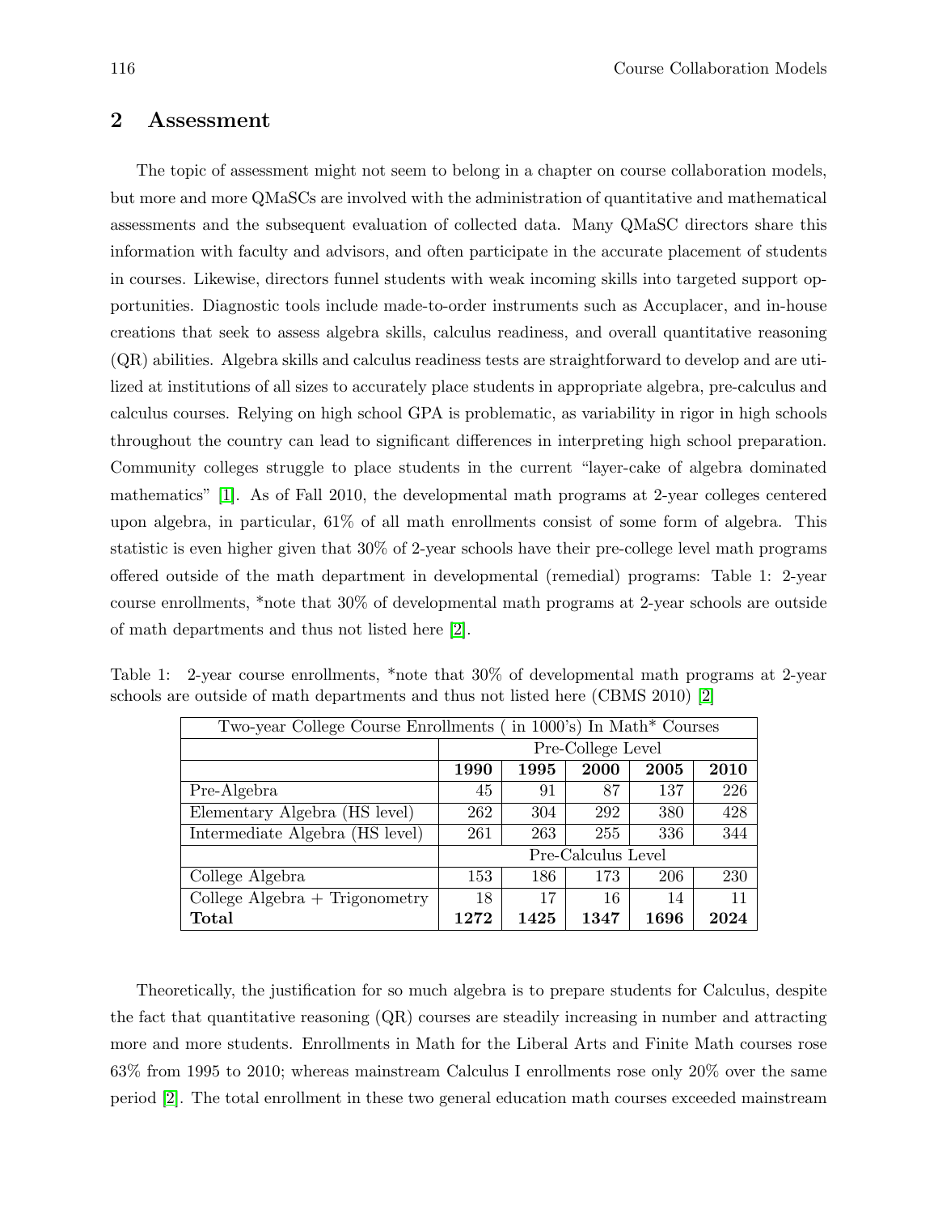## 2 Assessment

The topic of assessment might not seem to belong in a chapter on course collaboration models, but more and more QMaSCs are involved with the administration of quantitative and mathematical assessments and the subsequent evaluation of collected data. Many QMaSC directors share this information with faculty and advisors, and often participate in the accurate placement of students in courses. Likewise, directors funnel students with weak incoming skills into targeted support opportunities. Diagnostic tools include made-to-order instruments such as Accuplacer, and in-house creations that seek to assess algebra skills, calculus readiness, and overall quantitative reasoning (QR) abilities. Algebra skills and calculus readiness tests are straightforward to develop and are utilized at institutions of all sizes to accurately place students in appropriate algebra, pre-calculus and calculus courses. Relying on high school GPA is problematic, as variability in rigor in high schools throughout the country can lead to significant differences in interpreting high school preparation. Community colleges struggle to place students in the current "layer-cake of algebra dominated mathematics" [1]. As of Fall 2010, the developmental math programs at 2-year colleges centered upon algebra, in particular, 61% of all math enrollments consist of some form of algebra. This statistic is even higher given that 30% of 2-year schools have their pre-college level math programs offered outside of the math department in developmental (remedial) programs: Table 1: 2-year course enrollments, *note that 30% of developmental math programs at 2-year schools are outside of math departments and thus not listed here [2].

Table 1: 2-year course enrollments, *note that 30% of developmental math programs at 2-year schools are outside of math departments and thus not listed here (CBMS 2010) [2]

| Two-year College Course Enrollments ( in 1000's) In Math* Courses | | | | | |
|---|---|---|---|---|---|
| | Pre-College Level | | | | |
| | **1990** | **1995** | **2000** | **2005** | **2010** |
| Pre-Algebra | 45 | 91 | 87 | 137 | 226 |
| Elementary Algebra (HS level) | 262 | 304 | 292 | 380 | 428 |
| Intermediate Algebra (HS level) | 261 | 263 | 255 | 336 | 344 |
| | Pre-Calculus Level | | | | |
| College Algebra | 153 | 186 | 173 | 206 | 230 |
| College Algebra + Trigonometry | 18 | 17 | 16 | 14 | 11 |
| **Total** | **1272** | **1425** | **1347** | **1696** | **2024** |

Theoretically, the justification for so much algebra is to prepare students for Calculus, despite the fact that quantitative reasoning (QR) courses are steadily increasing in number and attracting more and more students. Enrollments in Math for the Liberal Arts and Finite Math courses rose 63% from 1995 to 2010; whereas mainstream Calculus I enrollments rose only 20% over the same period [2]. The total enrollment in these two general education math courses exceeded mainstream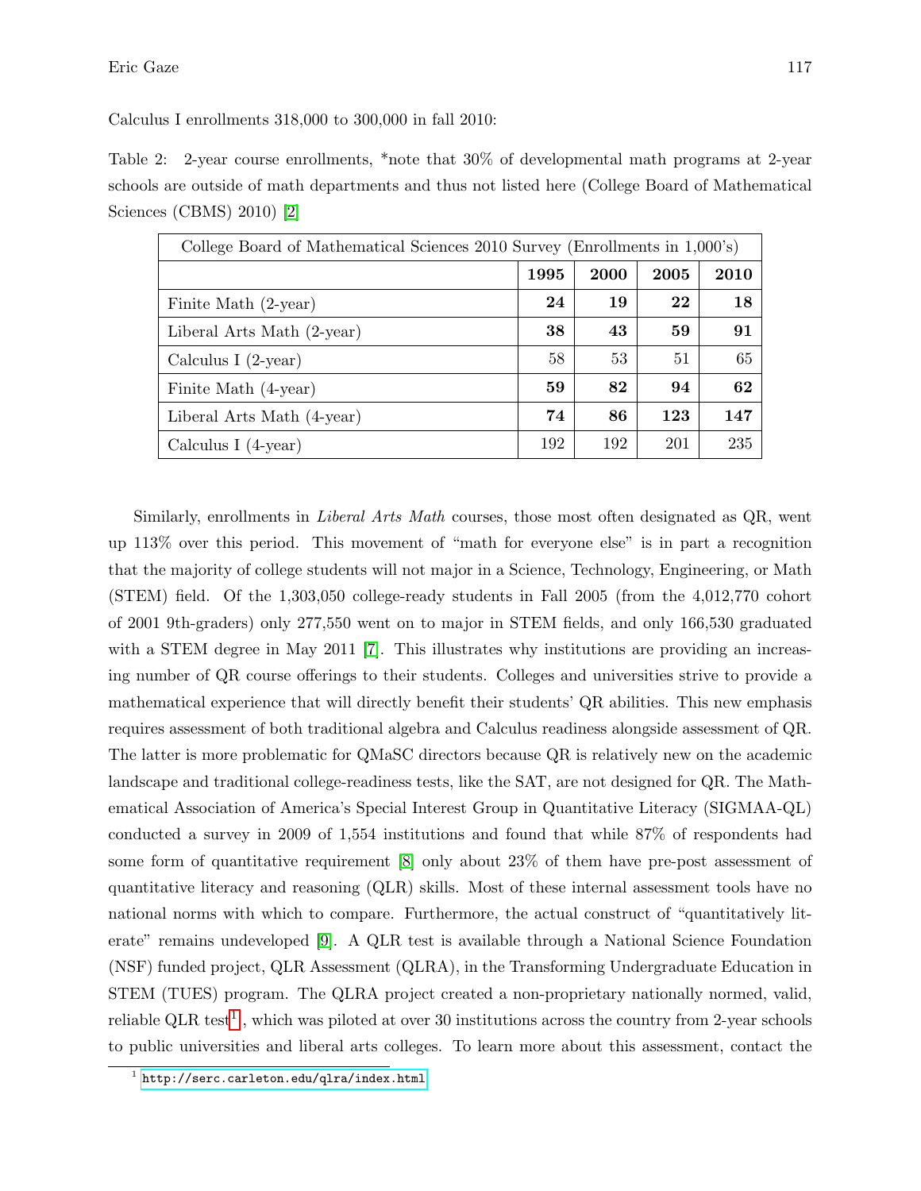Calculus I enrollments 318,000 to 300,000 in fall 2010:

Table 2: 2-year course enrollments, *note that 30% of developmental math programs at 2-year schools are outside of math departments and thus not listed here (College Board of Mathematical Sciences (CBMS) 2010) [2]

| College Board of Mathematical Sciences 2010 Survey (Enrollments in 1,000's) | | | | |
|---|---|---|---|---|
| | **1995** | **2000** | **2005** | **2010** |
| Finite Math (2-year) | **24** | **19** | **22** | **18** |
| Liberal Arts Math (2-year) | **38** | **43** | **59** | **91** |
| Calculus I (2-year) | 58 | 53 | 51 | 65 |
| Finite Math (4-year) | **59** | **82** | **94** | **62** |
| Liberal Arts Math (4-year) | **74** | **86** | **123** | **147** |
| Calculus I (4-year) | 192 | 192 | 201 | 235 |

Similarly, enrollments in *Liberal Arts Math* courses, those most often designated as QR, went up 113% over this period. This movement of "math for everyone else" is in part a recognition that the majority of college students will not major in a Science, Technology, Engineering, or Math (STEM) field. Of the 1,303,050 college-ready students in Fall 2005 (from the 4,012,770 cohort of 2001 9th-graders) only 277,550 went on to major in STEM fields, and only 166,530 graduated with a STEM degree in May 2011 [7]. This illustrates why institutions are providing an increasing number of QR course offerings to their students. Colleges and universities strive to provide a mathematical experience that will directly benefit their students' QR abilities. This new emphasis requires assessment of both traditional algebra and Calculus readiness alongside assessment of QR. The latter is more problematic for QMaSC directors because QR is relatively new on the academic landscape and traditional college-readiness tests, like the SAT, are not designed for QR. The Mathematical Association of America's Special Interest Group in Quantitative Literacy (SIGMAA-QL) conducted a survey in 2009 of 1,554 institutions and found that while 87% of respondents had some form of quantitative requirement [8] only about 23% of them have pre-post assessment of quantitative literacy and reasoning (QLR) skills. Most of these internal assessment tools have no national norms with which to compare. Furthermore, the actual construct of "quantitatively literate" remains undeveloped [9]. A QLR test is available through a National Science Foundation (NSF) funded project, QLR Assessment (QLRA), in the Transforming Undergraduate Education in STEM (TUES) program. The QLRA project created a non-proprietary nationally normed, valid, reliable QLR test[1], which was piloted at over 30 institutions across the country from 2-year schools to public universities and liberal arts colleges. To learn more about this assessment, contact the

[1] http://serc.carleton.edu/qlra/index.html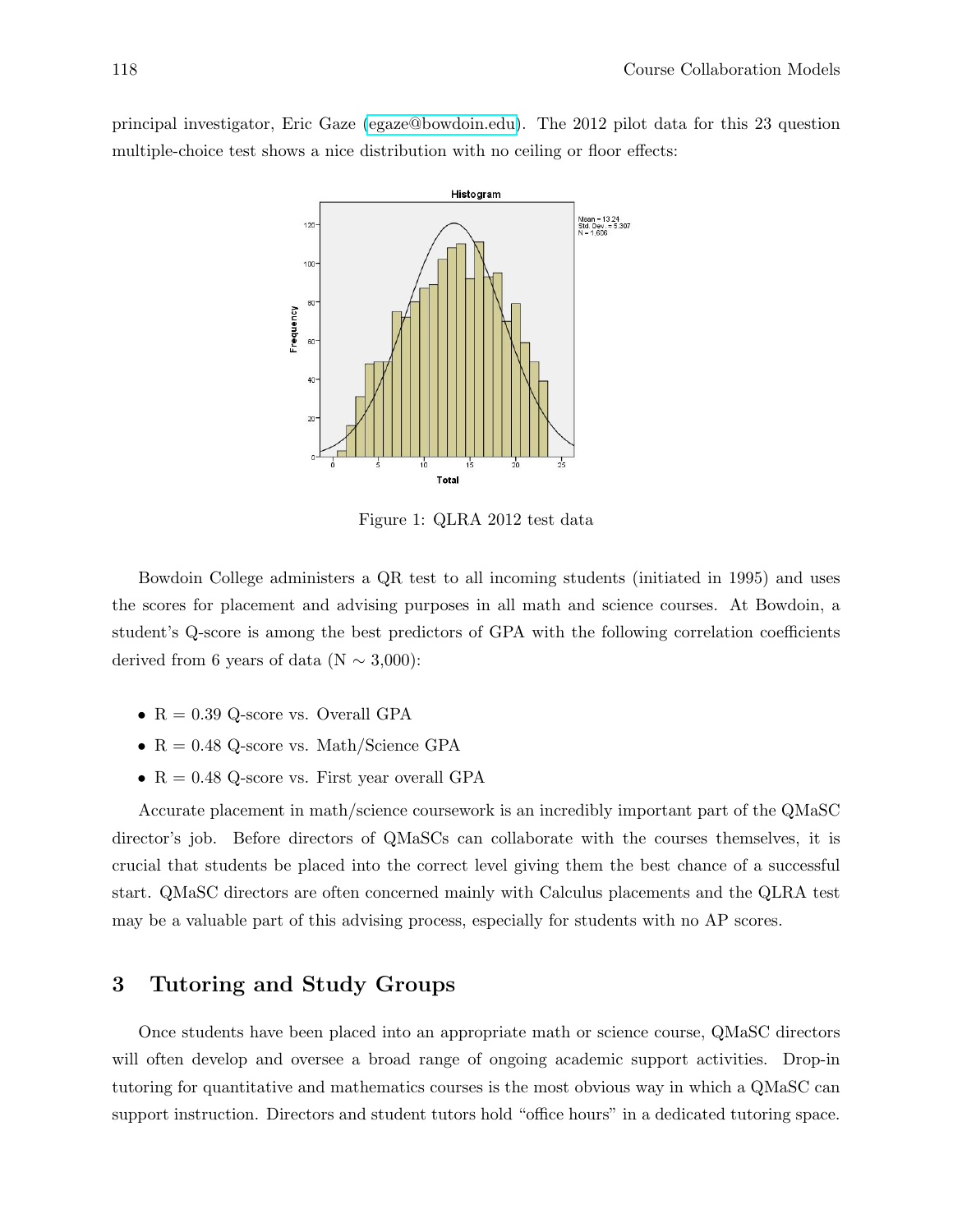principal investigator, Eric Gaze (egaze@bowdoin.edu). The 2012 pilot data for this 23 question multiple-choice test shows a nice distribution with no ceiling or floor effects:

Figure 1: QLRA 2012 test data

Bowdoin College administers a QR test to all incoming students (initiated in 1995) and uses the scores for placement and advising purposes in all math and science courses. At Bowdoin, a student's Q-score is among the best predictors of GPA with the following correlation coefficients derived from 6 years of data (N $\sim$ 3,000):

- R = 0.39 Q-score vs. Overall GPA
- R = 0.48 Q-score vs. Math/Science GPA
- R = 0.48 Q-score vs. First year overall GPA

Accurate placement in math/science coursework is an incredibly important part of the QMaSC director's job. Before directors of QMaSCs can collaborate with the courses themselves, it is crucial that students be placed into the correct level giving them the best chance of a successful start. QMaSC directors are often concerned mainly with Calculus placements and the QLRA test may be a valuable part of this advising process, especially for students with no AP scores.

## 3 Tutoring and Study Groups

Once students have been placed into an appropriate math or science course, QMaSC directors will often develop and oversee a broad range of ongoing academic support activities. Drop-in tutoring for quantitative and mathematics courses is the most obvious way in which a QMaSC can support instruction. Directors and student tutors hold "office hours" in a dedicated tutoring space.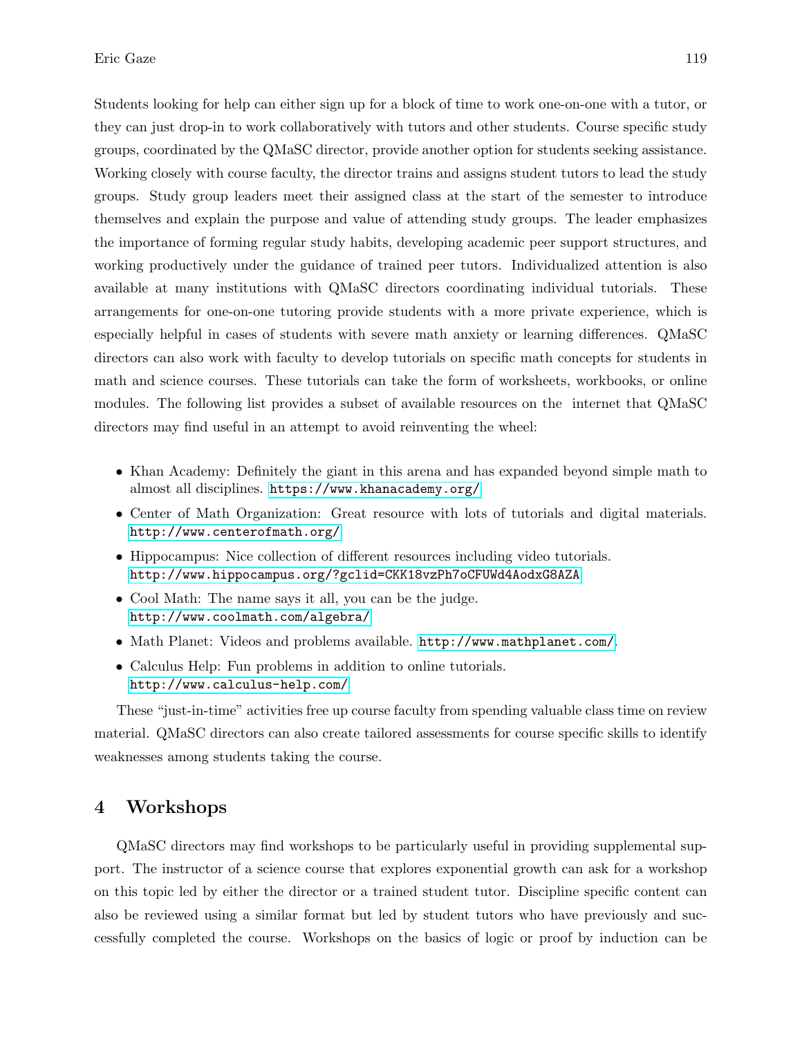Students looking for help can either sign up for a block of time to work one-on-one with a tutor, or they can just drop-in to work collaboratively with tutors and other students. Course specific study groups, coordinated by the QMaSC director, provide another option for students seeking assistance. Working closely with course faculty, the director trains and assigns student tutors to lead the study groups. Study group leaders meet their assigned class at the start of the semester to introduce themselves and explain the purpose and value of attending study groups. The leader emphasizes the importance of forming regular study habits, developing academic peer support structures, and working productively under the guidance of trained peer tutors. Individualized attention is also available at many institutions with QMaSC directors coordinating individual tutorials. These arrangements for one-on-one tutoring provide students with a more private experience, which is especially helpful in cases of students with severe math anxiety or learning differences. QMaSC directors can also work with faculty to develop tutorials on specific math concepts for students in math and science courses. These tutorials can take the form of worksheets, workbooks, or online modules. The following list provides a subset of available resources on the internet that QMaSC directors may find useful in an attempt to avoid reinventing the wheel:

- Khan Academy: Definitely the giant in this arena and has expanded beyond simple math to almost all disciplines. `https://www.khanacademy.org/`
- Center of Math Organization: Great resource with lots of tutorials and digital materials. `http://www.centerofmath.org/`
- Hippocampus: Nice collection of different resources including video tutorials. `http://www.hippocampus.org/?gclid=CKK18vzPh7oCFUWd4AodxG8AZA`
- Cool Math: The name says it all, you can be the judge. `http://www.coolmath.com/algebra/`
- Math Planet: Videos and problems available. `http://www.mathplanet.com/`.
- Calculus Help: Fun problems in addition to online tutorials. `http://www.calculus-help.com/`

These "just-in-time" activities free up course faculty from spending valuable class time on review material. QMaSC directors can also create tailored assessments for course specific skills to identify weaknesses among students taking the course.

## 4 Workshops

QMaSC directors may find workshops to be particularly useful in providing supplemental support. The instructor of a science course that explores exponential growth can ask for a workshop on this topic led by either the director or a trained student tutor. Discipline specific content can also be reviewed using a similar format but led by student tutors who have previously and successfully completed the course. Workshops on the basics of logic or proof by induction can be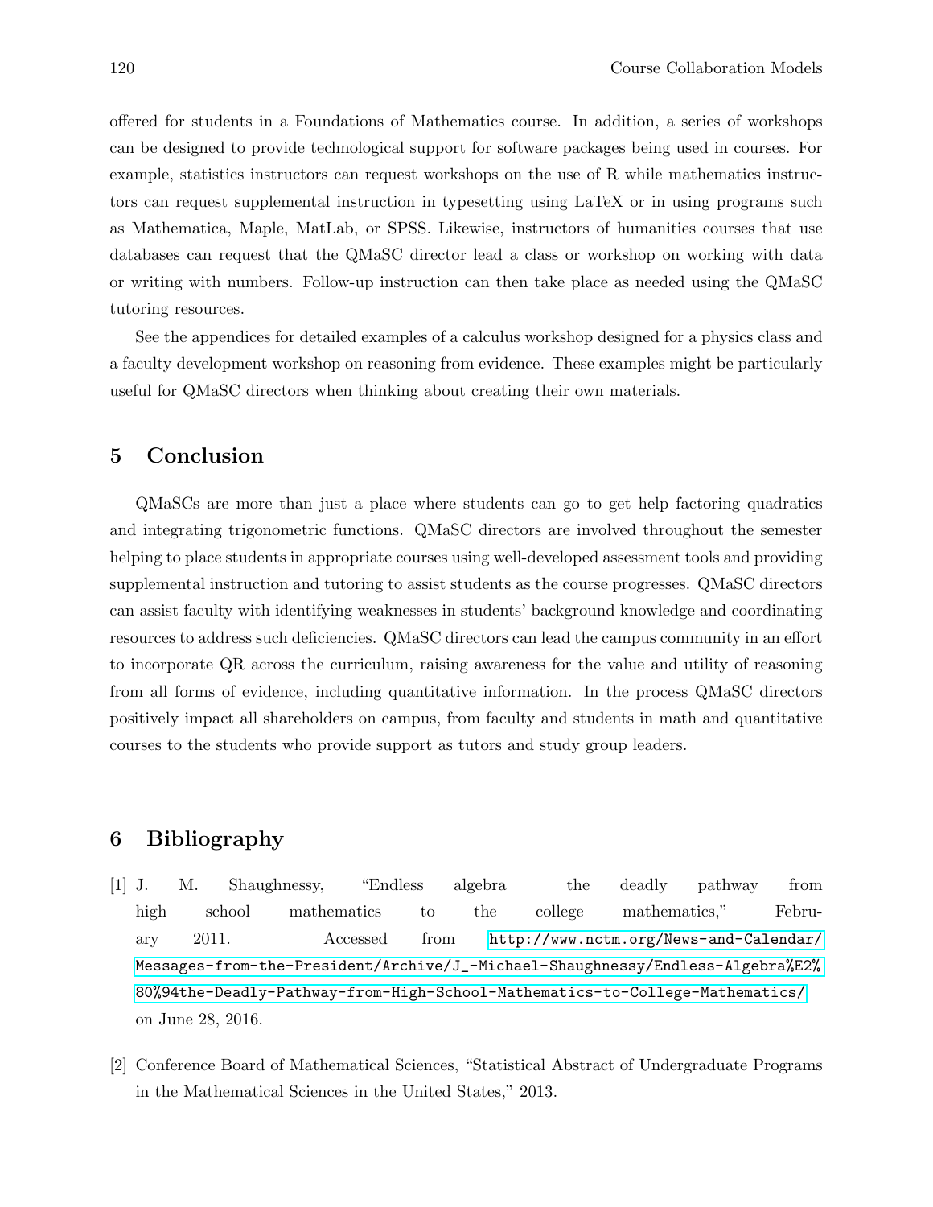offered for students in a Foundations of Mathematics course. In addition, a series of workshops can be designed to provide technological support for software packages being used in courses. For example, statistics instructors can request workshops on the use of R while mathematics instructors can request supplemental instruction in typesetting using LaTeX or in using programs such as Mathematica, Maple, MatLab, or SPSS. Likewise, instructors of humanities courses that use databases can request that the QMaSC director lead a class or workshop on working with data or writing with numbers. Follow-up instruction can then take place as needed using the QMaSC tutoring resources.

See the appendices for detailed examples of a calculus workshop designed for a physics class and a faculty development workshop on reasoning from evidence. These examples might be particularly useful for QMaSC directors when thinking about creating their own materials.

## 5 Conclusion

QMaSCs are more than just a place where students can go to get help factoring quadratics and integrating trigonometric functions. QMaSC directors are involved throughout the semester helping to place students in appropriate courses using well-developed assessment tools and providing supplemental instruction and tutoring to assist students as the course progresses. QMaSC directors can assist faculty with identifying weaknesses in students' background knowledge and coordinating resources to address such deficiencies. QMaSC directors can lead the campus community in an effort to incorporate QR across the curriculum, raising awareness for the value and utility of reasoning from all forms of evidence, including quantitative information. In the process QMaSC directors positively impact all shareholders on campus, from faculty and students in math and quantitative courses to the students who provide support as tutors and study group leaders.

## 6 Bibliography

[1] J. M. Shaughnessy, "Endless algebra the deadly pathway from high school mathematics to the college mathematics," February 2011. Accessed from http://www.nctm.org/News-and-Calendar/Messages-from-the-President/Archive/J_-Michael-Shaughnessy/Endless-Algebra%E2%80%94the-Deadly-Pathway-from-High-School-Mathematics-to-College-Mathematics/ on June 28, 2016.

[2] Conference Board of Mathematical Sciences, "Statistical Abstract of Undergraduate Programs in the Mathematical Sciences in the United States," 2013.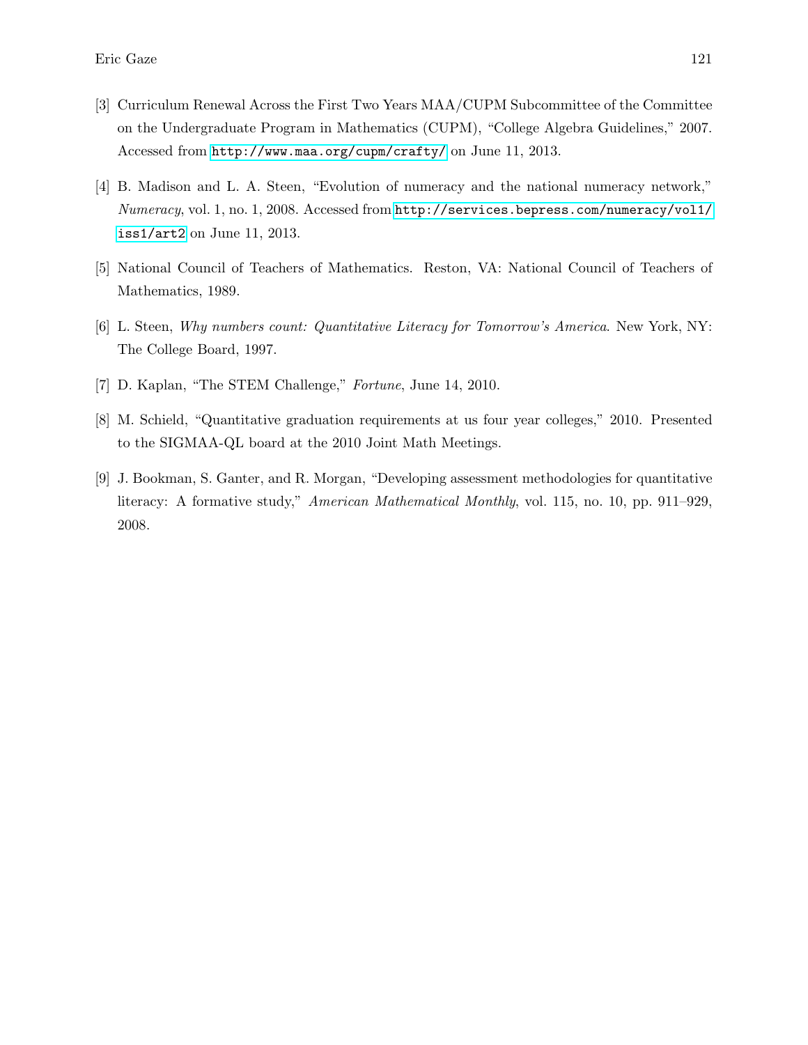[3] Curriculum Renewal Across the First Two Years MAA/CUPM Subcommittee of the Committee on the Undergraduate Program in Mathematics (CUPM), "College Algebra Guidelines," 2007. Accessed from http://www.maa.org/cupm/crafty/ on June 11, 2013.

[4] B. Madison and L. A. Steen, "Evolution of numeracy and the national numeracy network," *Numeracy*, vol. 1, no. 1, 2008. Accessed from http://services.bepress.com/numeracy/vol1/iss1/art2 on June 11, 2013.

[5] National Council of Teachers of Mathematics. Reston, VA: National Council of Teachers of Mathematics, 1989.

[6] L. Steen, *Why numbers count: Quantitative Literacy for Tomorrow's America*. New York, NY: The College Board, 1997.

[7] D. Kaplan, "The STEM Challenge," *Fortune*, June 14, 2010.

[8] M. Schield, "Quantitative graduation requirements at us four year colleges," 2010. Presented to the SIGMAA-QL board at the 2010 Joint Math Meetings.

[9] J. Bookman, S. Ganter, and R. Morgan, "Developing assessment methodologies for quantitative literacy: A formative study," *American Mathematical Monthly*, vol. 115, no. 10, pp. 911–929, 2008.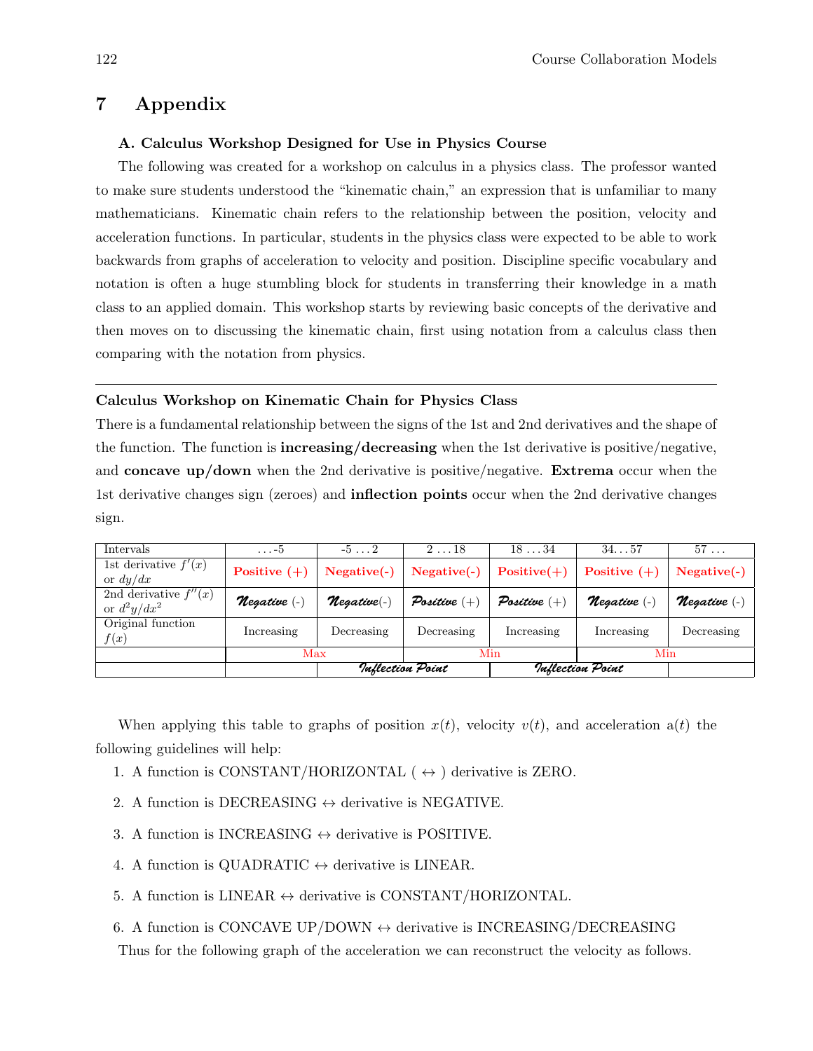# 7 Appendix

### A. Calculus Workshop Designed for Use in Physics Course

The following was created for a workshop on calculus in a physics class. The professor wanted to make sure students understood the "kinematic chain," an expression that is unfamiliar to many mathematicians. Kinematic chain refers to the relationship between the position, velocity and acceleration functions. In particular, students in the physics class were expected to be able to work backwards from graphs of acceleration to velocity and position. Discipline specific vocabulary and notation is often a huge stumbling block for students in transferring their knowledge in a math class to an applied domain. This workshop starts by reviewing basic concepts of the derivative and then moves on to discussing the kinematic chain, first using notation from a calculus class then comparing with the notation from physics.

---

**Calculus Workshop on Kinematic Chain for Physics Class**

There is a fundamental relationship between the signs of the 1st and 2nd derivatives and the shape of the function. The function is **increasing/decreasing** when the 1st derivative is positive/negative, and **concave up/down** when the 2nd derivative is positive/negative. **Extrema** occur when the 1st derivative changes sign (zeroes) and **inflection points** occur when the 2nd derivative changes sign.

| Intervals | ...-5 | -5 ... 2 | 2 ... 18 | 18 ... 34 | 34...57 | 57 ... |
|---|---|---|---|---|---|---|
| 1st derivative $f'(x)$ or $dy/dx$ | **Positive (+)** | **Negative(-)** | **Negative(-)** | **Positive(+)** | **Positive (+)** | **Negative(-)** |
| 2nd derivative $f''(x)$ or $d^2y/dx^2$ | *Negative* (-) | *Negative*(-) | *Positive* (+) | *Positive* (+) | *Negative* (-) | *Negative* (-) |
| Original function $f(x)$ | Increasing | Decreasing | Decreasing | Increasing | Increasing | Decreasing |
| | Max | | Min | | Min | |
| | | *Inflection Point* | | *Inflection Point* | | |

When applying this table to graphs of position $x(t)$, velocity $v(t)$, and acceleration $a(t)$ the following guidelines will help:

1. A function is CONSTANT/HORIZONTAL ( $\leftrightarrow$ ) derivative is ZERO.
2. A function is DECREASING $\leftrightarrow$ derivative is NEGATIVE.
3. A function is INCREASING $\leftrightarrow$ derivative is POSITIVE.
4. A function is QUADRATIC $\leftrightarrow$ derivative is LINEAR.
5. A function is LINEAR $\leftrightarrow$ derivative is CONSTANT/HORIZONTAL.
6. A function is CONCAVE UP/DOWN $\leftrightarrow$ derivative is INCREASING/DECREASING

Thus for the following graph of the acceleration we can reconstruct the velocity as follows.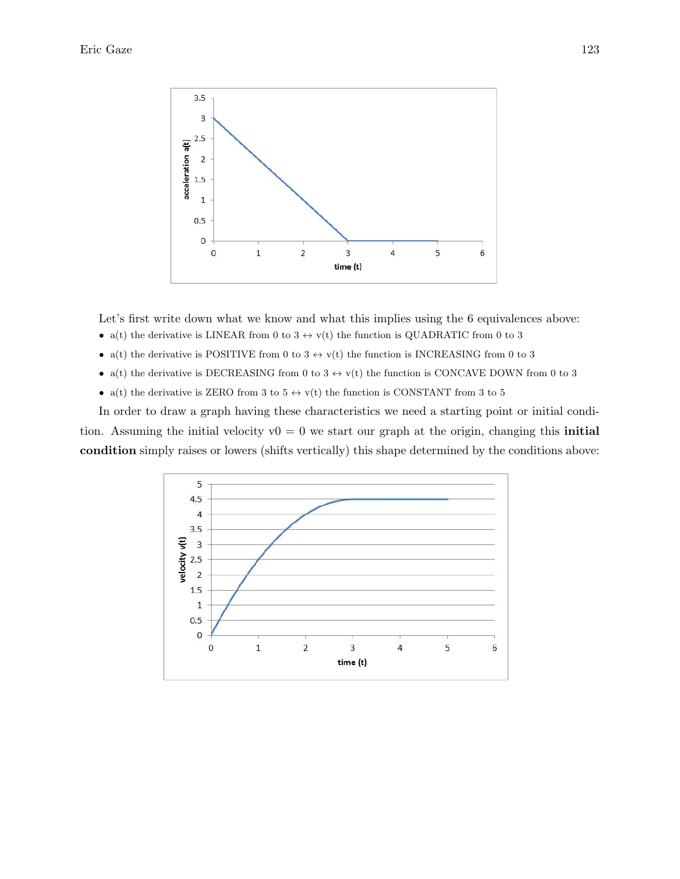Let's first write down what we know and what this implies using the 6 equivalences above:

- a(t) the derivative is LINEAR from 0 to 3 $\leftrightarrow$ v(t) the function is QUADRATIC from 0 to 3
- a(t) the derivative is POSITIVE from 0 to 3 $\leftrightarrow$ v(t) the function is INCREASING from 0 to 3
- a(t) the derivative is DECREASING from 0 to 3 $\leftrightarrow$ v(t) the function is CONCAVE DOWN from 0 to 3
- a(t) the derivative is ZERO from 3 to 5 $\leftrightarrow$ v(t) the function is CONSTANT from 3 to 5

In order to draw a graph having these characteristics we need a starting point or initial condition. Assuming the initial velocity $v0 = 0$ we start our graph at the origin, changing this **initial condition** simply raises or lowers (shifts vertically) this shape determined by the conditions above: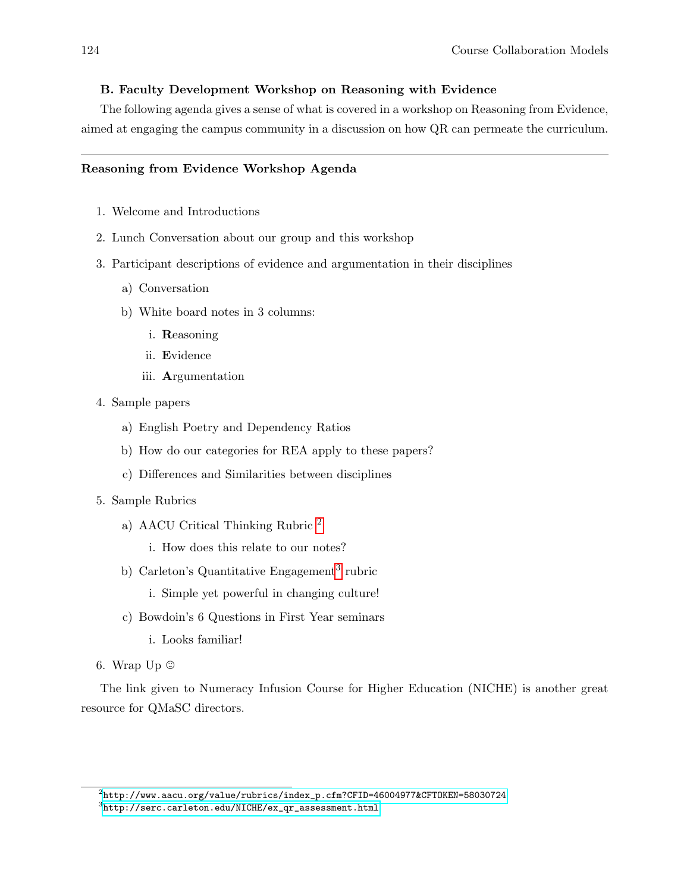### B. Faculty Development Workshop on Reasoning with Evidence

The following agenda gives a sense of what is covered in a workshop on Reasoning from Evidence, aimed at engaging the campus community in a discussion on how QR can permeate the curriculum.

---

**Reasoning from Evidence Workshop Agenda**

1. Welcome and Introductions
2. Lunch Conversation about our group and this workshop
3. Participant descriptions of evidence and argumentation in their disciplines
   a) Conversation
   b) White board notes in 3 columns:
      i. **R**easoning
      ii. **E**vidence
      iii. **A**rgumentation
4. Sample papers
   a) English Poetry and Dependency Ratios
   b) How do our categories for REA apply to these papers?
   c) Differences and Similarities between disciplines
5. Sample Rubrics
   a) AACU Critical Thinking Rubric [2]
      i. How does this relate to our notes?
   b) Carleton's Quantitative Engagement[3] rubric
      i. Simple yet powerful in changing culture!
   c) Bowdoin's 6 Questions in First Year seminars
      i. Looks familiar!
6. Wrap Up ☺

The link given to Numeracy Infusion Course for Higher Education (NICHE) is another great resource for QMaSC directors.

---

[2] http://www.aacu.org/value/rubrics/index_p.cfm?CFID=46004977&CFTOKEN=58030724

[3] http://serc.carleton.edu/NICHE/ex_qr_assessment.html